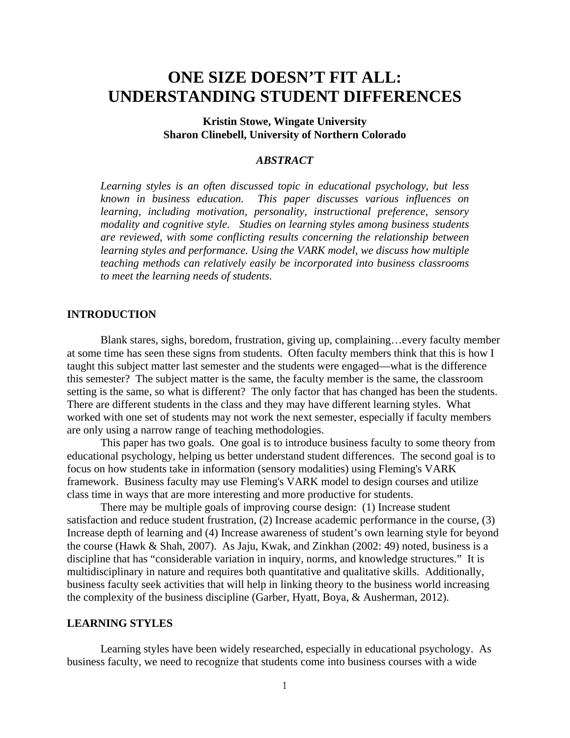# ONE SIZE DOESN'T FIT ALL: UNDERSTANDING STUDENT DIFFERENCES

**Kristin Stowe, Wingate University**
**Sharon Clinebell, University of Northern Colorado**

### *ABSTRACT*

*Learning styles is an often discussed topic in educational psychology, but less known in business education. This paper discusses various influences on learning, including motivation, personality, instructional preference, sensory modality and cognitive style. Studies on learning styles among business students are reviewed, with some conflicting results concerning the relationship between learning styles and performance. Using the VARK model, we discuss how multiple teaching methods can relatively easily be incorporated into business classrooms to meet the learning needs of students.*

## INTRODUCTION

Blank stares, sighs, boredom, frustration, giving up, complaining…every faculty member at some time has seen these signs from students. Often faculty members think that this is how I taught this subject matter last semester and the students were engaged—what is the difference this semester? The subject matter is the same, the faculty member is the same, the classroom setting is the same, so what is different? The only factor that has changed has been the students. There are different students in the class and they may have different learning styles. What worked with one set of students may not work the next semester, especially if faculty members are only using a narrow range of teaching methodologies.

This paper has two goals. One goal is to introduce business faculty to some theory from educational psychology, helping us better understand student differences. The second goal is to focus on how students take in information (sensory modalities) using Fleming's VARK framework. Business faculty may use Fleming's VARK model to design courses and utilize class time in ways that are more interesting and more productive for students.

There may be multiple goals of improving course design: (1) Increase student satisfaction and reduce student frustration, (2) Increase academic performance in the course, (3) Increase depth of learning and (4) Increase awareness of student's own learning style for beyond the course (Hawk & Shah, 2007). As Jaju, Kwak, and Zinkhan (2002: 49) noted, business is a discipline that has "considerable variation in inquiry, norms, and knowledge structures." It is multidisciplinary in nature and requires both quantitative and qualitative skills. Additionally, business faculty seek activities that will help in linking theory to the business world increasing the complexity of the business discipline (Garber, Hyatt, Boya, & Ausherman, 2012).

## LEARNING STYLES

Learning styles have been widely researched, especially in educational psychology. As business faculty, we need to recognize that students come into business courses with a wide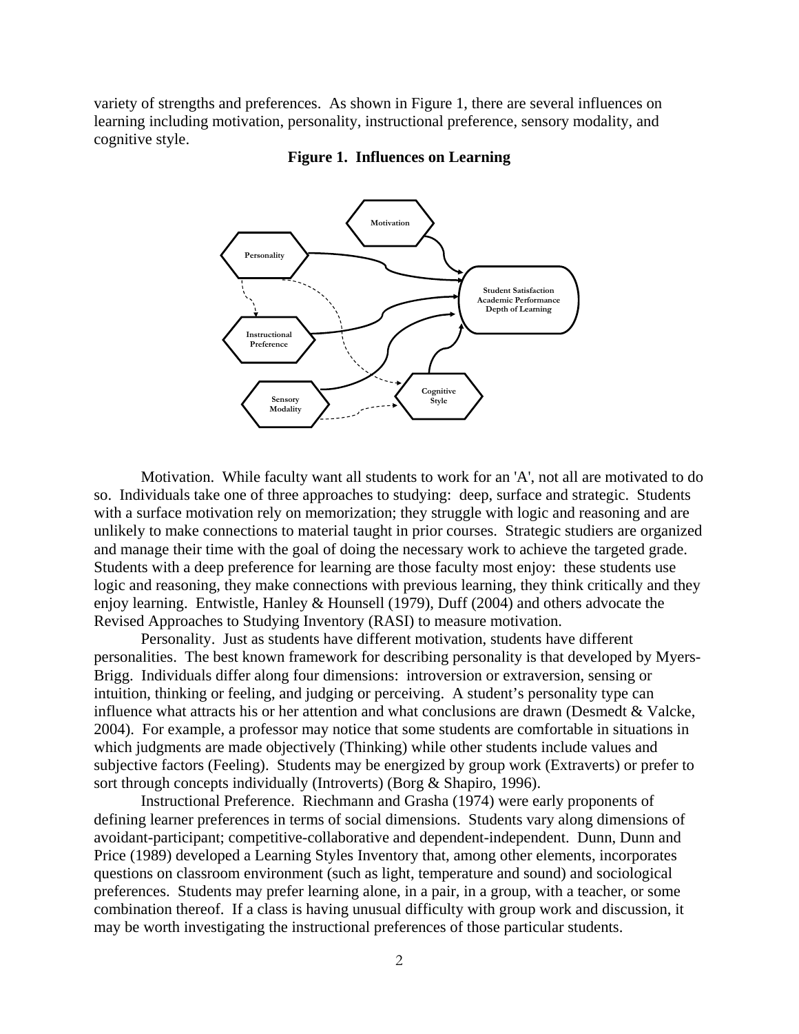variety of strengths and preferences. As shown in Figure 1, there are several influences on learning including motivation, personality, instructional preference, sensory modality, and cognitive style.

**Figure 1. Influences on Learning**

Motivation. While faculty want all students to work for an 'A', not all are motivated to do so. Individuals take one of three approaches to studying: deep, surface and strategic. Students with a surface motivation rely on memorization; they struggle with logic and reasoning and are unlikely to make connections to material taught in prior courses. Strategic studiers are organized and manage their time with the goal of doing the necessary work to achieve the targeted grade. Students with a deep preference for learning are those faculty most enjoy: these students use logic and reasoning, they make connections with previous learning, they think critically and they enjoy learning. Entwistle, Hanley & Hounsell (1979), Duff (2004) and others advocate the Revised Approaches to Studying Inventory (RASI) to measure motivation.

Personality. Just as students have different motivation, students have different personalities. The best known framework for describing personality is that developed by Myers-Brigg. Individuals differ along four dimensions: introversion or extraversion, sensing or intuition, thinking or feeling, and judging or perceiving. A student's personality type can influence what attracts his or her attention and what conclusions are drawn (Desmedt & Valcke, 2004). For example, a professor may notice that some students are comfortable in situations in which judgments are made objectively (Thinking) while other students include values and subjective factors (Feeling). Students may be energized by group work (Extraverts) or prefer to sort through concepts individually (Introverts) (Borg & Shapiro, 1996).

Instructional Preference. Riechmann and Grasha (1974) were early proponents of defining learner preferences in terms of social dimensions. Students vary along dimensions of avoidant-participant; competitive-collaborative and dependent-independent. Dunn, Dunn and Price (1989) developed a Learning Styles Inventory that, among other elements, incorporates questions on classroom environment (such as light, temperature and sound) and sociological preferences. Students may prefer learning alone, in a pair, in a group, with a teacher, or some combination thereof. If a class is having unusual difficulty with group work and discussion, it may be worth investigating the instructional preferences of those particular students.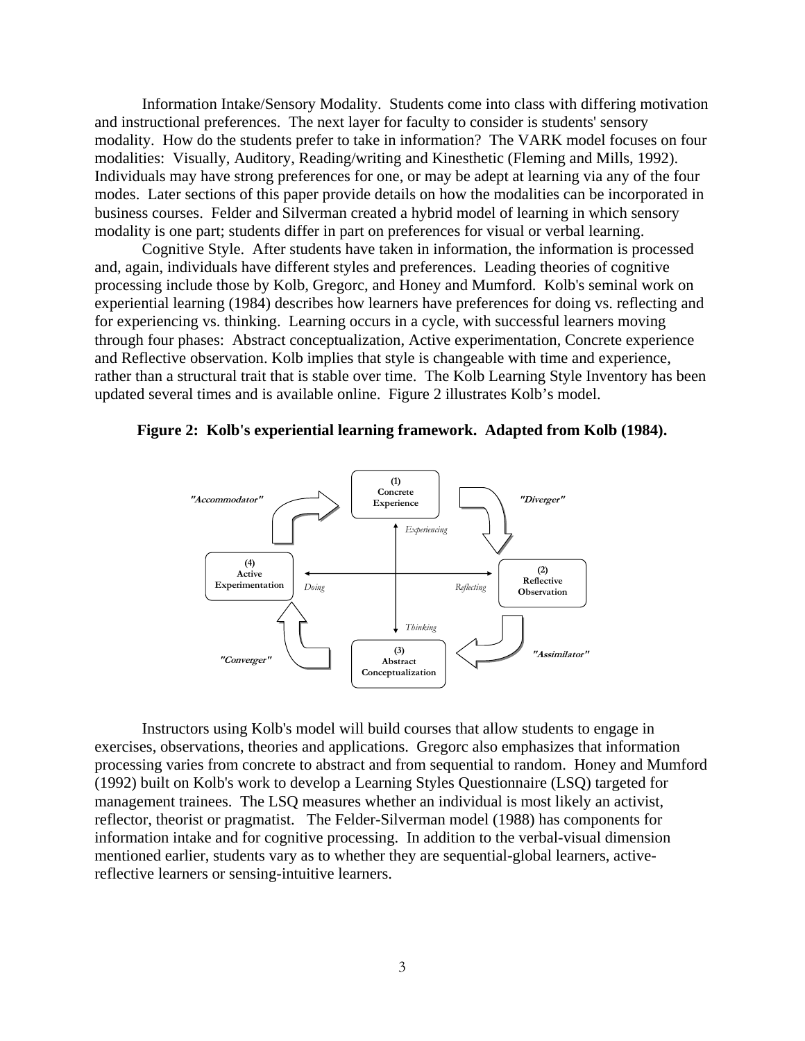Information Intake/Sensory Modality. Students come into class with differing motivation and instructional preferences. The next layer for faculty to consider is students' sensory modality. How do the students prefer to take in information? The VARK model focuses on four modalities: Visually, Auditory, Reading/writing and Kinesthetic (Fleming and Mills, 1992). Individuals may have strong preferences for one, or may be adept at learning via any of the four modes. Later sections of this paper provide details on how the modalities can be incorporated in business courses. Felder and Silverman created a hybrid model of learning in which sensory modality is one part; students differ in part on preferences for visual or verbal learning.

Cognitive Style. After students have taken in information, the information is processed and, again, individuals have different styles and preferences. Leading theories of cognitive processing include those by Kolb, Gregorc, and Honey and Mumford. Kolb's seminal work on experiential learning (1984) describes how learners have preferences for doing vs. reflecting and for experiencing vs. thinking. Learning occurs in a cycle, with successful learners moving through four phases: Abstract conceptualization, Active experimentation, Concrete experience and Reflective observation. Kolb implies that style is changeable with time and experience, rather than a structural trait that is stable over time. The Kolb Learning Style Inventory has been updated several times and is available online. Figure 2 illustrates Kolb's model.

**Figure 2: Kolb's experiential learning framework. Adapted from Kolb (1984).**

(1) Concrete Experience → "Diverger" → (2) Reflective Observation → "Assimilator" → (3) Abstract Conceptualization → "Converger" → (4) Active Experimentation → "Accommodator" → (1) Concrete Experience

Axes: *Experiencing* – *Thinking*; *Doing* – *Reflecting*

Instructors using Kolb's model will build courses that allow students to engage in exercises, observations, theories and applications. Gregorc also emphasizes that information processing varies from concrete to abstract and from sequential to random. Honey and Mumford (1992) built on Kolb's work to develop a Learning Styles Questionnaire (LSQ) targeted for management trainees. The LSQ measures whether an individual is most likely an activist, reflector, theorist or pragmatist. The Felder-Silverman model (1988) has components for information intake and for cognitive processing. In addition to the verbal-visual dimension mentioned earlier, students vary as to whether they are sequential-global learners, active-reflective learners or sensing-intuitive learners.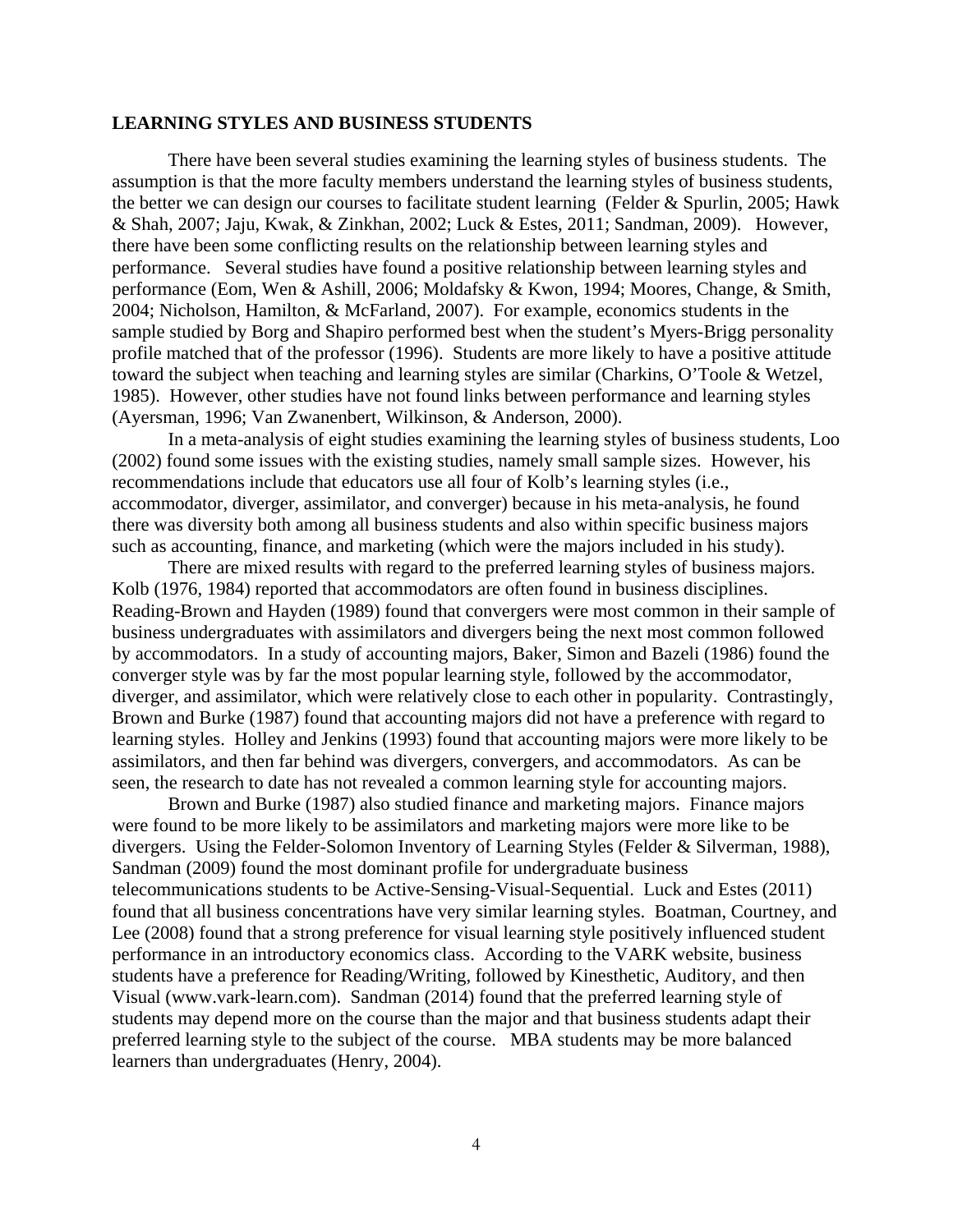## LEARNING STYLES AND BUSINESS STUDENTS

There have been several studies examining the learning styles of business students. The assumption is that the more faculty members understand the learning styles of business students, the better we can design our courses to facilitate student learning (Felder & Spurlin, 2005; Hawk & Shah, 2007; Jaju, Kwak, & Zinkhan, 2002; Luck & Estes, 2011; Sandman, 2009). However, there have been some conflicting results on the relationship between learning styles and performance. Several studies have found a positive relationship between learning styles and performance (Eom, Wen & Ashill, 2006; Moldafsky & Kwon, 1994; Moores, Change, & Smith, 2004; Nicholson, Hamilton, & McFarland, 2007). For example, economics students in the sample studied by Borg and Shapiro performed best when the student's Myers-Brigg personality profile matched that of the professor (1996). Students are more likely to have a positive attitude toward the subject when teaching and learning styles are similar (Charkins, O'Toole & Wetzel, 1985). However, other studies have not found links between performance and learning styles (Ayersman, 1996; Van Zwanenbert, Wilkinson, & Anderson, 2000).

In a meta-analysis of eight studies examining the learning styles of business students, Loo (2002) found some issues with the existing studies, namely small sample sizes. However, his recommendations include that educators use all four of Kolb's learning styles (i.e., accommodator, diverger, assimilator, and converger) because in his meta-analysis, he found there was diversity both among all business students and also within specific business majors such as accounting, finance, and marketing (which were the majors included in his study).

There are mixed results with regard to the preferred learning styles of business majors. Kolb (1976, 1984) reported that accommodators are often found in business disciplines. Reading-Brown and Hayden (1989) found that convergers were most common in their sample of business undergraduates with assimilators and divergers being the next most common followed by accommodators. In a study of accounting majors, Baker, Simon and Bazeli (1986) found the converger style was by far the most popular learning style, followed by the accommodator, diverger, and assimilator, which were relatively close to each other in popularity. Contrastingly, Brown and Burke (1987) found that accounting majors did not have a preference with regard to learning styles. Holley and Jenkins (1993) found that accounting majors were more likely to be assimilators, and then far behind was divergers, convergers, and accommodators. As can be seen, the research to date has not revealed a common learning style for accounting majors.

Brown and Burke (1987) also studied finance and marketing majors. Finance majors were found to be more likely to be assimilators and marketing majors were more like to be divergers. Using the Felder-Solomon Inventory of Learning Styles (Felder & Silverman, 1988), Sandman (2009) found the most dominant profile for undergraduate business telecommunications students to be Active-Sensing-Visual-Sequential. Luck and Estes (2011) found that all business concentrations have very similar learning styles. Boatman, Courtney, and Lee (2008) found that a strong preference for visual learning style positively influenced student performance in an introductory economics class. According to the VARK website, business students have a preference for Reading/Writing, followed by Kinesthetic, Auditory, and then Visual (www.vark-learn.com). Sandman (2014) found that the preferred learning style of students may depend more on the course than the major and that business students adapt their preferred learning style to the subject of the course. MBA students may be more balanced learners than undergraduates (Henry, 2004).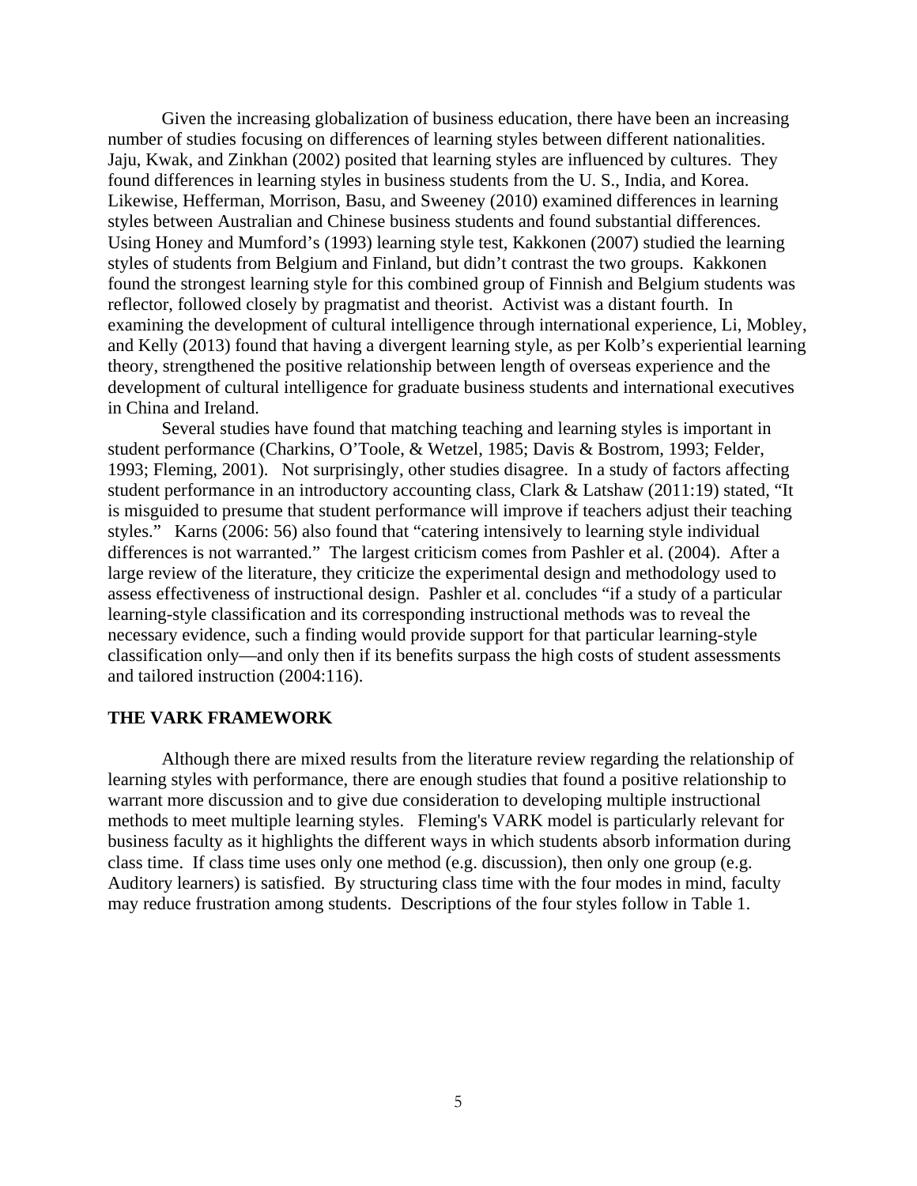Given the increasing globalization of business education, there have been an increasing number of studies focusing on differences of learning styles between different nationalities. Jaju, Kwak, and Zinkhan (2002) posited that learning styles are influenced by cultures. They found differences in learning styles in business students from the U. S., India, and Korea. Likewise, Hefferman, Morrison, Basu, and Sweeney (2010) examined differences in learning styles between Australian and Chinese business students and found substantial differences. Using Honey and Mumford's (1993) learning style test, Kakkonen (2007) studied the learning styles of students from Belgium and Finland, but didn't contrast the two groups. Kakkonen found the strongest learning style for this combined group of Finnish and Belgium students was reflector, followed closely by pragmatist and theorist. Activist was a distant fourth. In examining the development of cultural intelligence through international experience, Li, Mobley, and Kelly (2013) found that having a divergent learning style, as per Kolb's experiential learning theory, strengthened the positive relationship between length of overseas experience and the development of cultural intelligence for graduate business students and international executives in China and Ireland.

Several studies have found that matching teaching and learning styles is important in student performance (Charkins, O'Toole, & Wetzel, 1985; Davis & Bostrom, 1993; Felder, 1993; Fleming, 2001). Not surprisingly, other studies disagree. In a study of factors affecting student performance in an introductory accounting class, Clark & Latshaw (2011:19) stated, "It is misguided to presume that student performance will improve if teachers adjust their teaching styles." Karns (2006: 56) also found that "catering intensively to learning style individual differences is not warranted." The largest criticism comes from Pashler et al. (2004). After a large review of the literature, they criticize the experimental design and methodology used to assess effectiveness of instructional design. Pashler et al. concludes "if a study of a particular learning-style classification and its corresponding instructional methods was to reveal the necessary evidence, such a finding would provide support for that particular learning-style classification only—and only then if its benefits surpass the high costs of student assessments and tailored instruction (2004:116).

## THE VARK FRAMEWORK

Although there are mixed results from the literature review regarding the relationship of learning styles with performance, there are enough studies that found a positive relationship to warrant more discussion and to give due consideration to developing multiple instructional methods to meet multiple learning styles. Fleming's VARK model is particularly relevant for business faculty as it highlights the different ways in which students absorb information during class time. If class time uses only one method (e.g. discussion), then only one group (e.g. Auditory learners) is satisfied. By structuring class time with the four modes in mind, faculty may reduce frustration among students. Descriptions of the four styles follow in Table 1.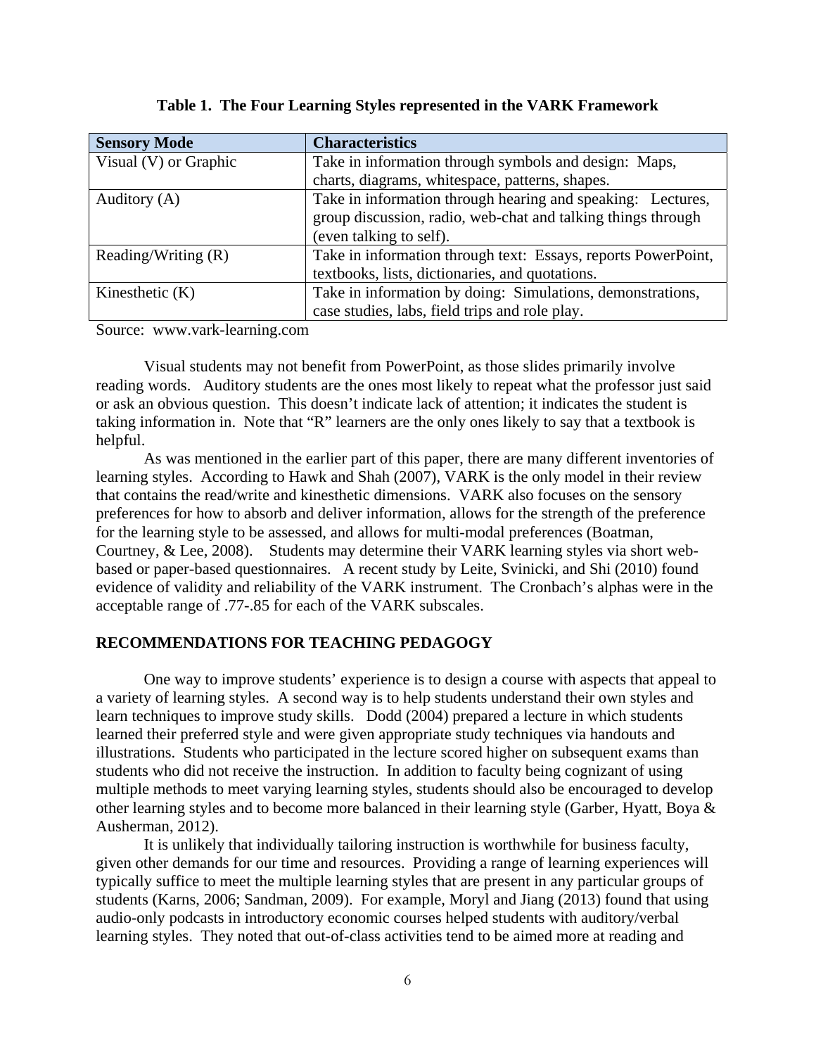**Table 1. The Four Learning Styles represented in the VARK Framework**

| Sensory Mode | Characteristics |
| --- | --- |
| Visual (V) or Graphic | Take in information through symbols and design: Maps, charts, diagrams, whitespace, patterns, shapes. |
| Auditory (A) | Take in information through hearing and speaking: Lectures, group discussion, radio, web-chat and talking things through (even talking to self). |
| Reading/Writing (R) | Take in information through text: Essays, reports PowerPoint, textbooks, lists, dictionaries, and quotations. |
| Kinesthetic (K) | Take in information by doing: Simulations, demonstrations, case studies, labs, field trips and role play. |

Source: www.vark-learning.com

Visual students may not benefit from PowerPoint, as those slides primarily involve reading words. Auditory students are the ones most likely to repeat what the professor just said or ask an obvious question. This doesn't indicate lack of attention; it indicates the student is taking information in. Note that "R" learners are the only ones likely to say that a textbook is helpful.

As was mentioned in the earlier part of this paper, there are many different inventories of learning styles. According to Hawk and Shah (2007), VARK is the only model in their review that contains the read/write and kinesthetic dimensions. VARK also focuses on the sensory preferences for how to absorb and deliver information, allows for the strength of the preference for the learning style to be assessed, and allows for multi-modal preferences (Boatman, Courtney, & Lee, 2008). Students may determine their VARK learning styles via short web-based or paper-based questionnaires. A recent study by Leite, Svinicki, and Shi (2010) found evidence of validity and reliability of the VARK instrument. The Cronbach's alphas were in the acceptable range of .77-.85 for each of the VARK subscales.

## RECOMMENDATIONS FOR TEACHING PEDAGOGY

One way to improve students' experience is to design a course with aspects that appeal to a variety of learning styles. A second way is to help students understand their own styles and learn techniques to improve study skills. Dodd (2004) prepared a lecture in which students learned their preferred style and were given appropriate study techniques via handouts and illustrations. Students who participated in the lecture scored higher on subsequent exams than students who did not receive the instruction. In addition to faculty being cognizant of using multiple methods to meet varying learning styles, students should also be encouraged to develop other learning styles and to become more balanced in their learning style (Garber, Hyatt, Boya & Ausherman, 2012).

It is unlikely that individually tailoring instruction is worthwhile for business faculty, given other demands for our time and resources. Providing a range of learning experiences will typically suffice to meet the multiple learning styles that are present in any particular groups of students (Karns, 2006; Sandman, 2009). For example, Moryl and Jiang (2013) found that using audio-only podcasts in introductory economic courses helped students with auditory/verbal learning styles. They noted that out-of-class activities tend to be aimed more at reading and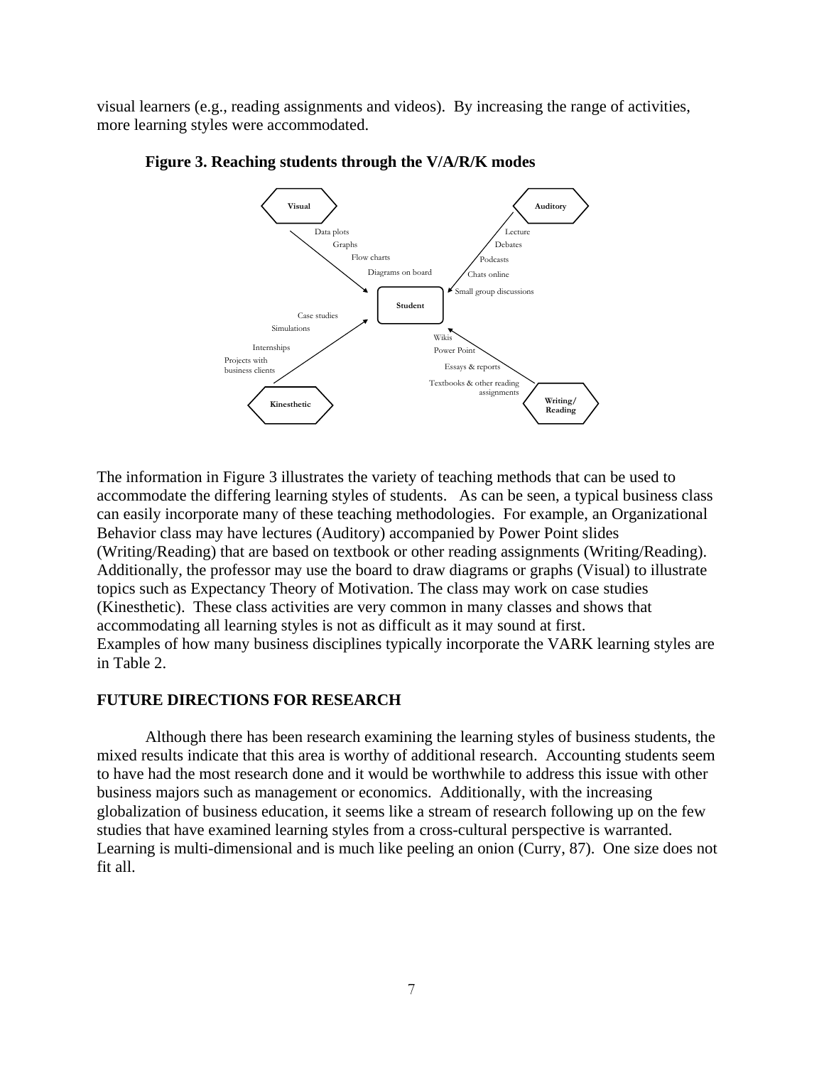visual learners (e.g., reading assignments and videos). By increasing the range of activities, more learning styles were accommodated.

**Figure 3. Reaching students through the V/A/R/K modes**

The information in Figure 3 illustrates the variety of teaching methods that can be used to accommodate the differing learning styles of students. As can be seen, a typical business class can easily incorporate many of these teaching methodologies. For example, an Organizational Behavior class may have lectures (Auditory) accompanied by Power Point slides (Writing/Reading) that are based on textbook or other reading assignments (Writing/Reading). Additionally, the professor may use the board to draw diagrams or graphs (Visual) to illustrate topics such as Expectancy Theory of Motivation. The class may work on case studies (Kinesthetic). These class activities are very common in many classes and shows that accommodating all learning styles is not as difficult as it may sound at first. Examples of how many business disciplines typically incorporate the VARK learning styles are in Table 2.

## FUTURE DIRECTIONS FOR RESEARCH

Although there has been research examining the learning styles of business students, the mixed results indicate that this area is worthy of additional research. Accounting students seem to have had the most research done and it would be worthwhile to address this issue with other business majors such as management or economics. Additionally, with the increasing globalization of business education, it seems like a stream of research following up on the few studies that have examined learning styles from a cross-cultural perspective is warranted. Learning is multi-dimensional and is much like peeling an onion (Curry, 87). One size does not fit all.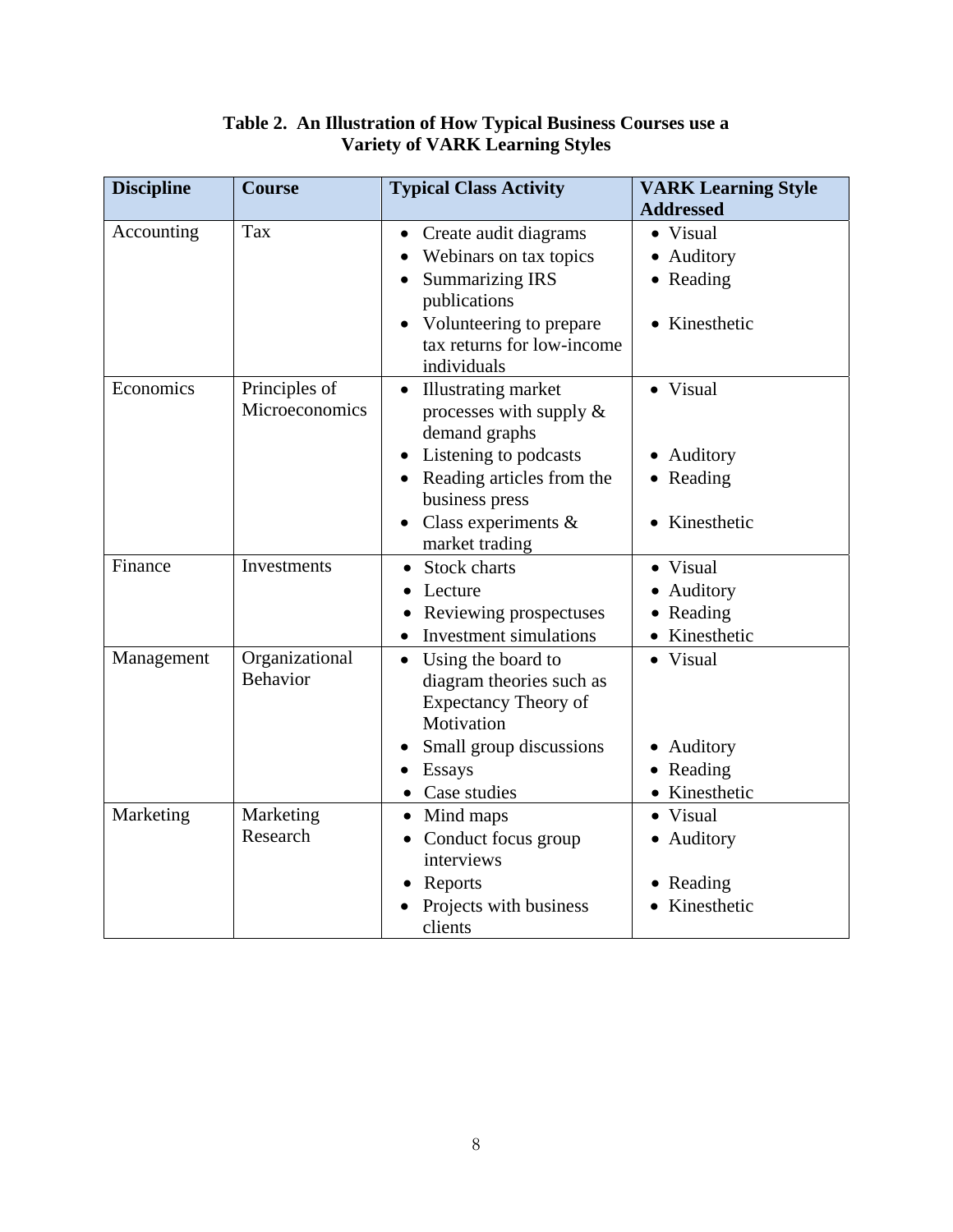**Table 2. An Illustration of How Typical Business Courses use a Variety of VARK Learning Styles**

| Discipline | Course | Typical Class Activity | VARK Learning Style Addressed |
|---|---|---|---|
| Accounting | Tax | • Create audit diagrams<br>• Webinars on tax topics<br>• Summarizing IRS publications<br>• Volunteering to prepare tax returns for low-income individuals | • Visual<br>• Auditory<br>• Reading<br>• Kinesthetic |
| Economics | Principles of Microeconomics | • Illustrating market processes with supply & demand graphs<br>• Listening to podcasts<br>• Reading articles from the business press<br>• Class experiments & market trading | • Visual<br>• Auditory<br>• Reading<br>• Kinesthetic |
| Finance | Investments | • Stock charts<br>• Lecture<br>• Reviewing prospectuses<br>• Investment simulations | • Visual<br>• Auditory<br>• Reading<br>• Kinesthetic |
| Management | Organizational Behavior | • Using the board to diagram theories such as Expectancy Theory of Motivation<br>• Small group discussions<br>• Essays<br>• Case studies | • Visual<br>• Auditory<br>• Reading<br>• Kinesthetic |
| Marketing | Marketing Research | • Mind maps<br>• Conduct focus group interviews<br>• Reports<br>• Projects with business clients | • Visual<br>• Auditory<br>• Reading<br>• Kinesthetic |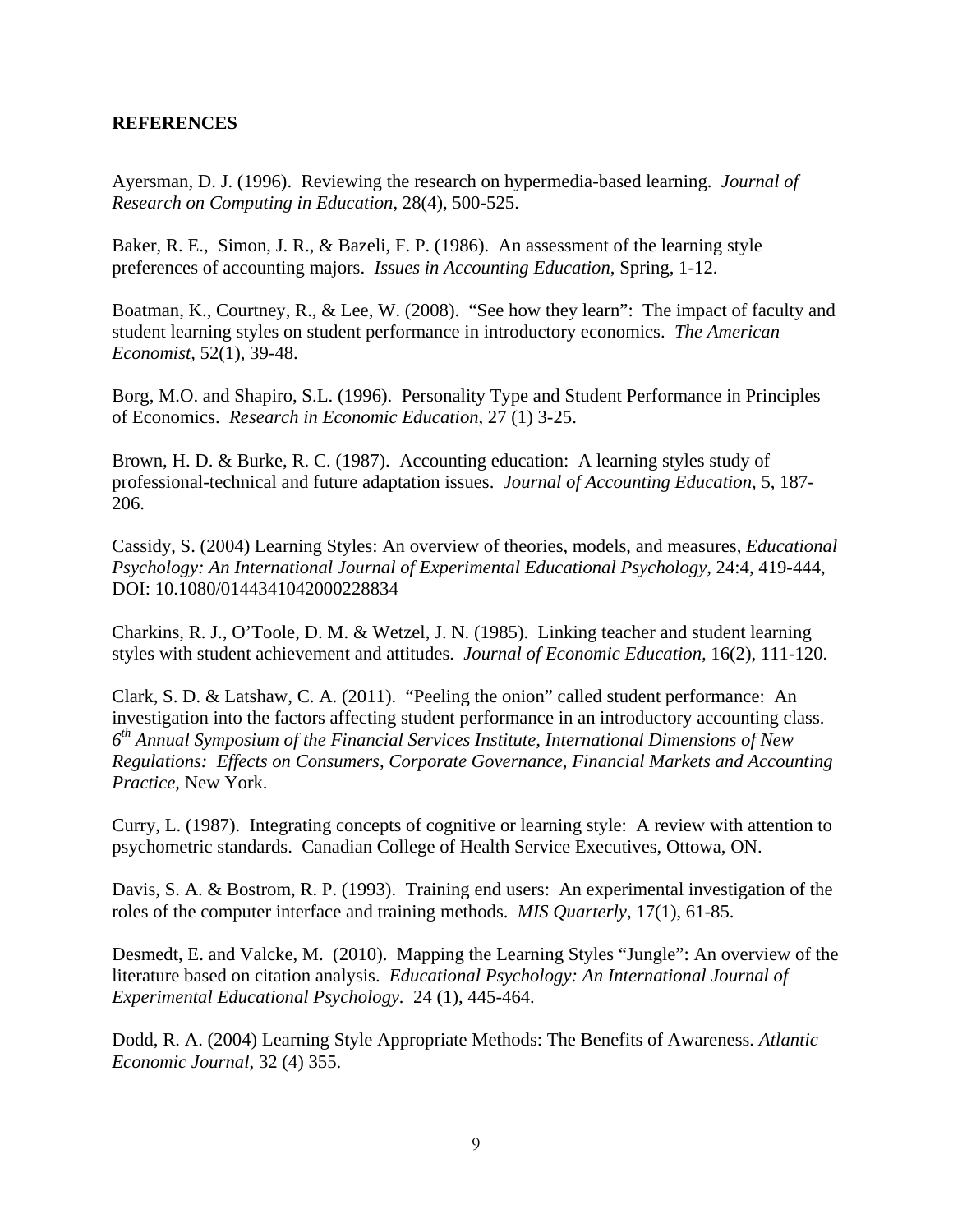## REFERENCES

Ayersman, D. J. (1996). Reviewing the research on hypermedia-based learning. *Journal of Research on Computing in Education*, 28(4), 500-525.

Baker, R. E., Simon, J. R., & Bazeli, F. P. (1986). An assessment of the learning style preferences of accounting majors. *Issues in Accounting Education*, Spring, 1-12.

Boatman, K., Courtney, R., & Lee, W. (2008). "See how they learn": The impact of faculty and student learning styles on student performance in introductory economics. *The American Economist*, 52(1), 39-48.

Borg, M.O. and Shapiro, S.L. (1996). Personality Type and Student Performance in Principles of Economics. *Research in Economic Education*, 27 (1) 3-25.

Brown, H. D. & Burke, R. C. (1987). Accounting education: A learning styles study of professional-technical and future adaptation issues. *Journal of Accounting Education*, 5, 187-206.

Cassidy, S. (2004) Learning Styles: An overview of theories, models, and measures, *Educational Psychology: An International Journal of Experimental Educational Psychology*, 24:4, 419-444, DOI: 10.1080/0144341042000228834

Charkins, R. J., O'Toole, D. M. & Wetzel, J. N. (1985). Linking teacher and student learning styles with student achievement and attitudes. *Journal of Economic Education,* 16(2), 111-120.

Clark, S. D. & Latshaw, C. A. (2011). "Peeling the onion" called student performance: An investigation into the factors affecting student performance in an introductory accounting class. *6th Annual Symposium of the Financial Services Institute, International Dimensions of New Regulations: Effects on Consumers, Corporate Governance, Financial Markets and Accounting Practice,* New York.

Curry, L. (1987). Integrating concepts of cognitive or learning style: A review with attention to psychometric standards. Canadian College of Health Service Executives, Ottowa, ON.

Davis, S. A. & Bostrom, R. P. (1993). Training end users: An experimental investigation of the roles of the computer interface and training methods. *MIS Quarterly*, 17(1), 61-85.

Desmedt, E. and Valcke, M. (2010). Mapping the Learning Styles "Jungle": An overview of the literature based on citation analysis. *Educational Psychology: An International Journal of Experimental Educational Psychology*. 24 (1), 445-464.

Dodd, R. A. (2004) Learning Style Appropriate Methods: The Benefits of Awareness. *Atlantic Economic Journal*, 32 (4) 355.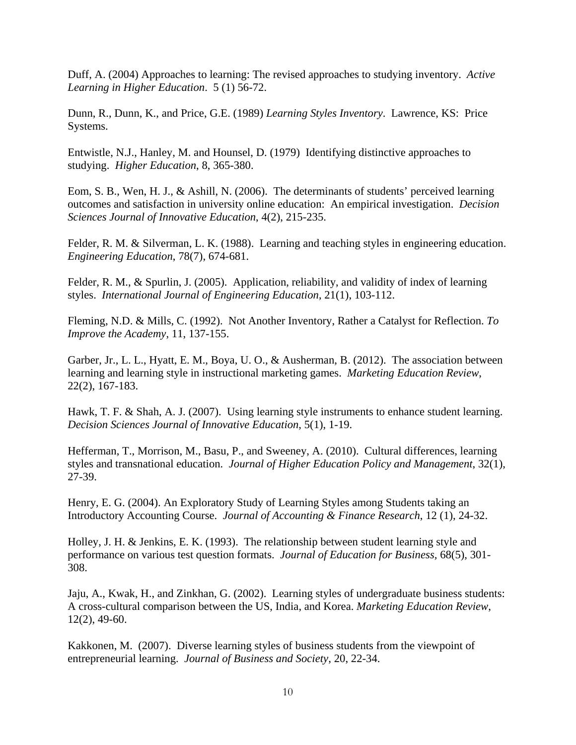Duff, A. (2004) Approaches to learning: The revised approaches to studying inventory. *Active Learning in Higher Education*. 5 (1) 56-72.

Dunn, R., Dunn, K., and Price, G.E. (1989) *Learning Styles Inventory*. Lawrence, KS: Price Systems.

Entwistle, N.J., Hanley, M. and Hounsel, D. (1979) Identifying distinctive approaches to studying. *Higher Education*, 8, 365-380.

Eom, S. B., Wen, H. J., & Ashill, N. (2006). The determinants of students' perceived learning outcomes and satisfaction in university online education: An empirical investigation. *Decision Sciences Journal of Innovative Education*, 4(2), 215-235.

Felder, R. M. & Silverman, L. K. (1988). Learning and teaching styles in engineering education. *Engineering Education*, 78(7), 674-681.

Felder, R. M., & Spurlin, J. (2005). Application, reliability, and validity of index of learning styles. *International Journal of Engineering Education*, 21(1), 103-112.

Fleming, N.D. & Mills, C. (1992). Not Another Inventory, Rather a Catalyst for Reflection. *To Improve the Academy*, 11, 137-155.

Garber, Jr., L. L., Hyatt, E. M., Boya, U. O., & Ausherman, B. (2012). The association between learning and learning style in instructional marketing games. *Marketing Education Review*, 22(2), 167-183.

Hawk, T. F. & Shah, A. J. (2007). Using learning style instruments to enhance student learning. *Decision Sciences Journal of Innovative Education*, 5(1), 1-19.

Hefferman, T., Morrison, M., Basu, P., and Sweeney, A. (2010). Cultural differences, learning styles and transnational education. *Journal of Higher Education Policy and Management*, 32(1), 27-39.

Henry, E. G. (2004). An Exploratory Study of Learning Styles among Students taking an Introductory Accounting Course. *Journal of Accounting & Finance Research*, 12 (1), 24-32.

Holley, J. H. & Jenkins, E. K. (1993). The relationship between student learning style and performance on various test question formats. *Journal of Education for Business*, 68(5), 301-308.

Jaju, A., Kwak, H., and Zinkhan, G. (2002). Learning styles of undergraduate business students: A cross-cultural comparison between the US, India, and Korea. *Marketing Education Review*, 12(2), 49-60.

Kakkonen, M. (2007). Diverse learning styles of business students from the viewpoint of entrepreneurial learning. *Journal of Business and Society*, 20, 22-34.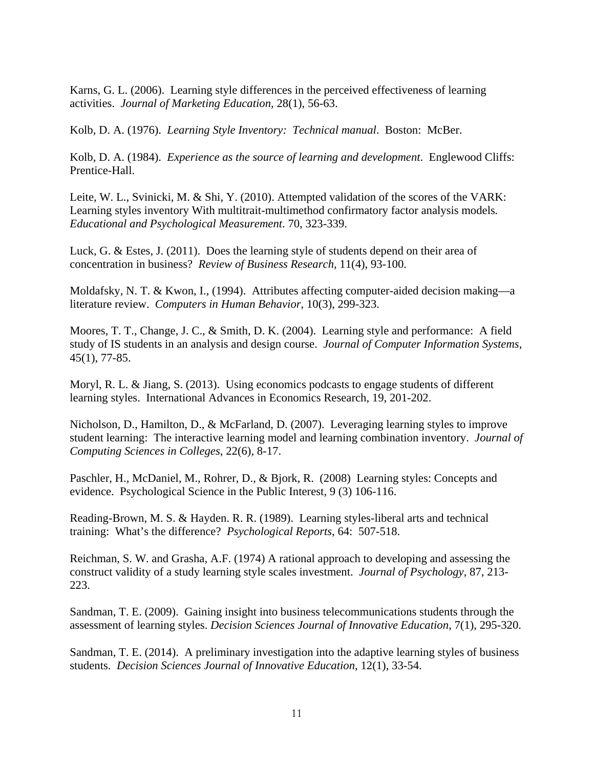Karns, G. L. (2006). Learning style differences in the perceived effectiveness of learning activities. *Journal of Marketing Education*, 28(1), 56-63.

Kolb, D. A. (1976). *Learning Style Inventory: Technical manual*. Boston: McBer.

Kolb, D. A. (1984). *Experience as the source of learning and development*. Englewood Cliffs: Prentice-Hall.

Leite, W. L., Svinicki, M. & Shi, Y. (2010). Attempted validation of the scores of the VARK: Learning styles inventory With multitrait-multimethod confirmatory factor analysis models*.* *Educational and Psychological Measurement*. 70, 323-339.

Luck, G. & Estes, J. (2011). Does the learning style of students depend on their area of concentration in business? *Review of Business Research,* 11(4), 93-100.

Moldafsky, N. T. & Kwon, I., (1994). Attributes affecting computer-aided decision making—a literature review. *Computers in Human Behavior*, 10(3), 299-323.

Moores, T. T., Change, J. C., & Smith, D. K. (2004). Learning style and performance: A field study of IS students in an analysis and design course. *Journal of Computer Information Systems*, 45(1), 77-85.

Moryl, R. L. & Jiang, S. (2013). Using economics podcasts to engage students of different learning styles. International Advances in Economics Research, 19, 201-202.

Nicholson, D., Hamilton, D., & McFarland, D. (2007). Leveraging learning styles to improve student learning: The interactive learning model and learning combination inventory. *Journal of Computing Sciences in Colleges*, 22(6), 8-17.

Paschler, H., McDaniel, M., Rohrer, D., & Bjork, R. (2008) Learning styles: Concepts and evidence. Psychological Science in the Public Interest, 9 (3) 106-116.

Reading-Brown, M. S. & Hayden. R. R. (1989). Learning styles-liberal arts and technical training: What's the difference? *Psychological Reports*, 64: 507-518.

Reichman, S. W. and Grasha, A.F. (1974) A rational approach to developing and assessing the construct validity of a study learning style scales investment. *Journal of Psychology*, 87, 213-223.

Sandman, T. E. (2009). Gaining insight into business telecommunications students through the assessment of learning styles. *Decision Sciences Journal of Innovative Education*, 7(1), 295-320.

Sandman, T. E. (2014). A preliminary investigation into the adaptive learning styles of business students. *Decision Sciences Journal of Innovative Education*, 12(1), 33-54.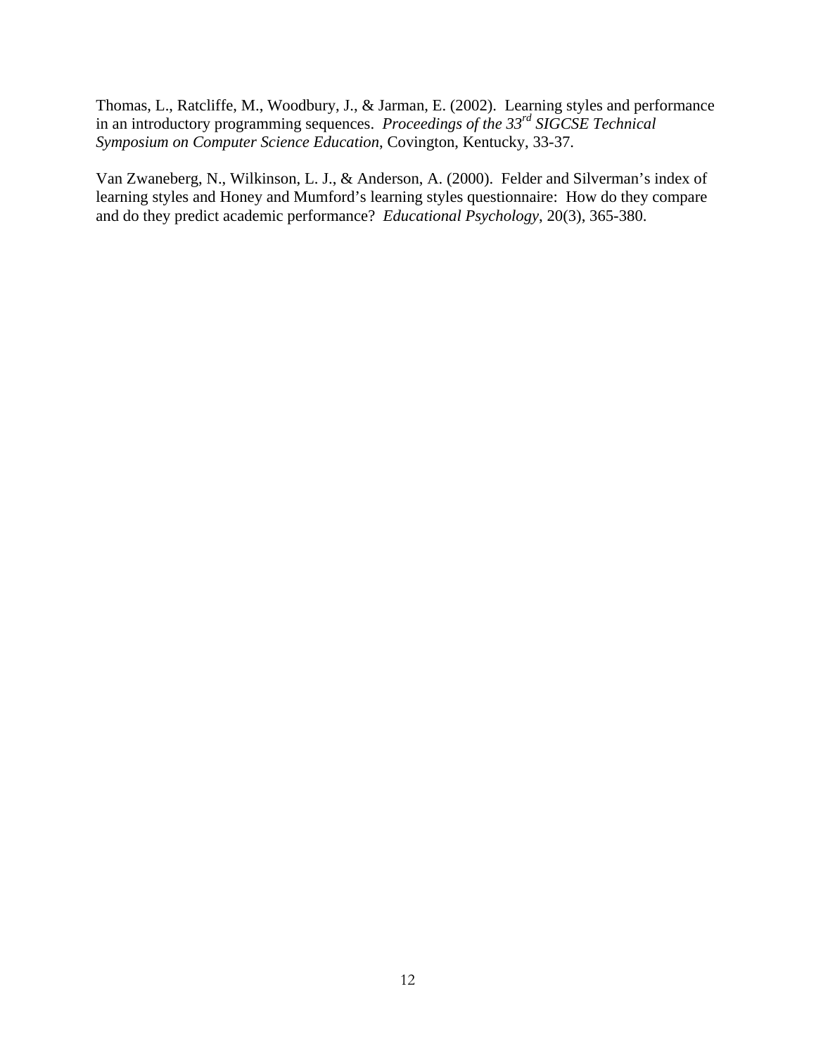Thomas, L., Ratcliffe, M., Woodbury, J., & Jarman, E. (2002). Learning styles and performance in an introductory programming sequences. *Proceedings of the 33rd SIGCSE Technical Symposium on Computer Science Education*, Covington, Kentucky, 33-37.

Van Zwaneberg, N., Wilkinson, L. J., & Anderson, A. (2000). Felder and Silverman's index of learning styles and Honey and Mumford's learning styles questionnaire: How do they compare and do they predict academic performance? *Educational Psychology*, 20(3), 365-380.